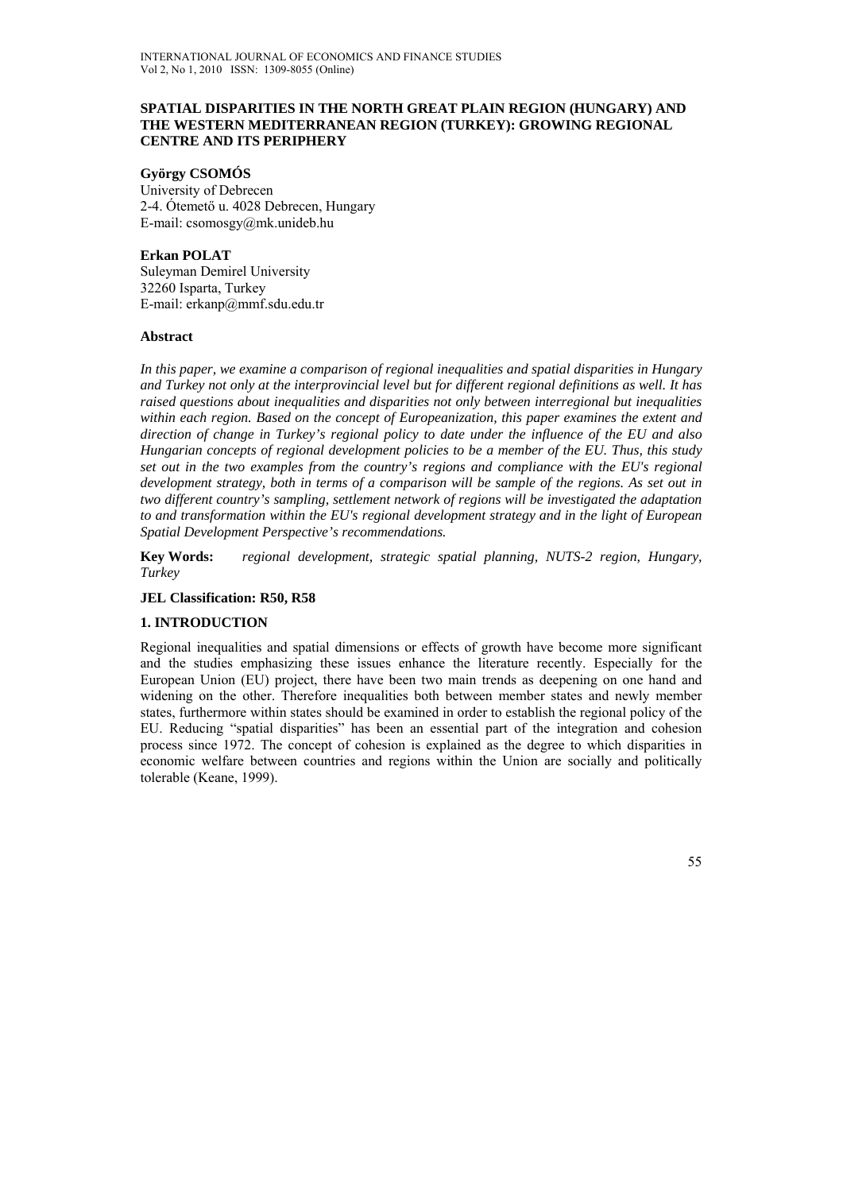# SPATIAL DISPARITIES IN THE NORTH GREAT PLAIN REGION (HUNGARY) AND THE WESTERN MEDITERRANEAN REGION (TURKEY): GROWING REGIONAL CENTRE AND ITS PERIPHERY

**György CSOMÓS**
University of Debrecen
2-4. Ótemető u. 4028 Debrecen, Hungary
E-mail: csomosgy@mk.unideb.hu

**Erkan POLAT**
Suleyman Demirel University
32260 Isparta, Turkey
E-mail: erkanp@mmf.sdu.edu.tr

### Abstract

*In this paper, we examine a comparison of regional inequalities and spatial disparities in Hungary and Turkey not only at the interprovincial level but for different regional definitions as well. It has raised questions about inequalities and disparities not only between interregional but inequalities within each region. Based on the concept of Europeanization, this paper examines the extent and direction of change in Turkey's regional policy to date under the influence of the EU and also Hungarian concepts of regional development policies to be a member of the EU. Thus, this study set out in the two examples from the country's regions and compliance with the EU's regional development strategy, both in terms of a comparison will be sample of the regions. As set out in two different country's sampling, settlement network of regions will be investigated the adaptation to and transformation within the EU's regional development strategy and in the light of European Spatial Development Perspective's recommendations.*

**Key Words:** *regional development, strategic spatial planning, NUTS-2 region, Hungary, Turkey*

**JEL Classification: R50, R58**

## 1. INTRODUCTION

Regional inequalities and spatial dimensions or effects of growth have become more significant and the studies emphasizing these issues enhance the literature recently. Especially for the European Union (EU) project, there have been two main trends as deepening on one hand and widening on the other. Therefore inequalities both between member states and newly member states, furthermore within states should be examined in order to establish the regional policy of the EU. Reducing "spatial disparities" has been an essential part of the integration and cohesion process since 1972. The concept of cohesion is explained as the degree to which disparities in economic welfare between countries and regions within the Union are socially and politically tolerable (Keane, 1999).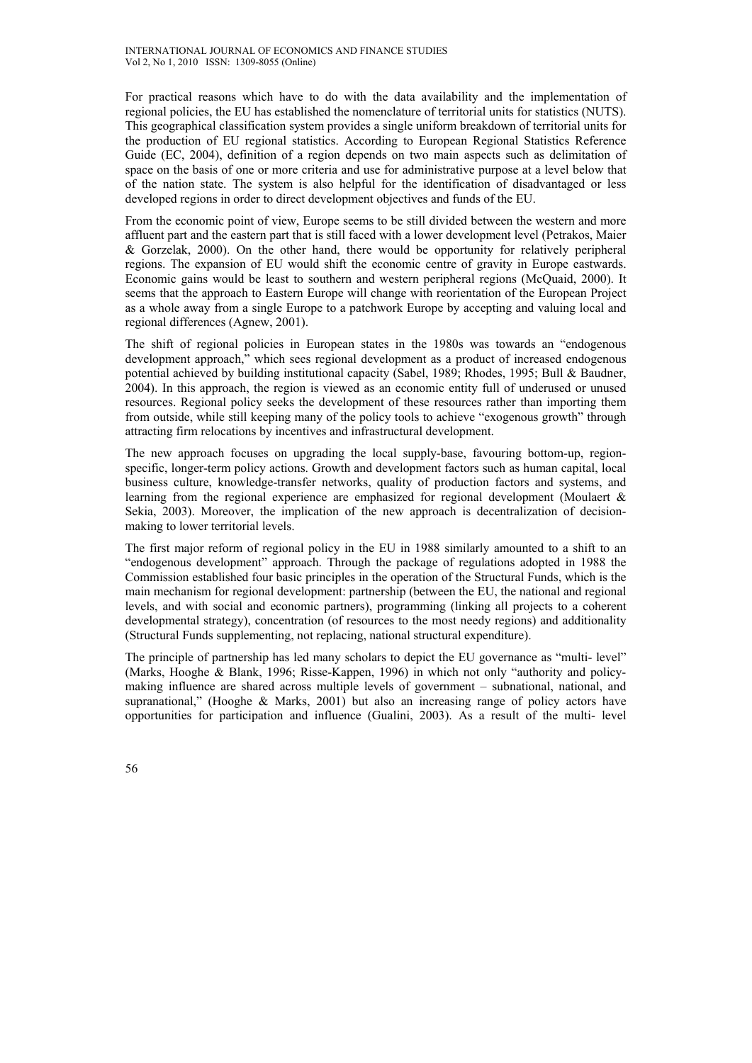For practical reasons which have to do with the data availability and the implementation of regional policies, the EU has established the nomenclature of territorial units for statistics (NUTS). This geographical classification system provides a single uniform breakdown of territorial units for the production of EU regional statistics. According to European Regional Statistics Reference Guide (EC, 2004), definition of a region depends on two main aspects such as delimitation of space on the basis of one or more criteria and use for administrative purpose at a level below that of the nation state. The system is also helpful for the identification of disadvantaged or less developed regions in order to direct development objectives and funds of the EU.

From the economic point of view, Europe seems to be still divided between the western and more affluent part and the eastern part that is still faced with a lower development level (Petrakos, Maier & Gorzelak, 2000). On the other hand, there would be opportunity for relatively peripheral regions. The expansion of EU would shift the economic centre of gravity in Europe eastwards. Economic gains would be least to southern and western peripheral regions (McQuaid, 2000). It seems that the approach to Eastern Europe will change with reorientation of the European Project as a whole away from a single Europe to a patchwork Europe by accepting and valuing local and regional differences (Agnew, 2001).

The shift of regional policies in European states in the 1980s was towards an "endogenous development approach," which sees regional development as a product of increased endogenous potential achieved by building institutional capacity (Sabel, 1989; Rhodes, 1995; Bull & Baudner, 2004). In this approach, the region is viewed as an economic entity full of underused or unused resources. Regional policy seeks the development of these resources rather than importing them from outside, while still keeping many of the policy tools to achieve "exogenous growth" through attracting firm relocations by incentives and infrastructural development.

The new approach focuses on upgrading the local supply-base, favouring bottom-up, region-specific, longer-term policy actions. Growth and development factors such as human capital, local business culture, knowledge-transfer networks, quality of production factors and systems, and learning from the regional experience are emphasized for regional development (Moulaert & Sekia, 2003). Moreover, the implication of the new approach is decentralization of decision-making to lower territorial levels.

The first major reform of regional policy in the EU in 1988 similarly amounted to a shift to an "endogenous development" approach. Through the package of regulations adopted in 1988 the Commission established four basic principles in the operation of the Structural Funds, which is the main mechanism for regional development: partnership (between the EU, the national and regional levels, and with social and economic partners), programming (linking all projects to a coherent developmental strategy), concentration (of resources to the most needy regions) and additionality (Structural Funds supplementing, not replacing, national structural expenditure).

The principle of partnership has led many scholars to depict the EU governance as "multi- level" (Marks, Hooghe & Blank, 1996; Risse-Kappen, 1996) in which not only "authority and policy-making influence are shared across multiple levels of government – subnational, national, and supranational," (Hooghe & Marks, 2001) but also an increasing range of policy actors have opportunities for participation and influence (Gualini, 2003). As a result of the multi- level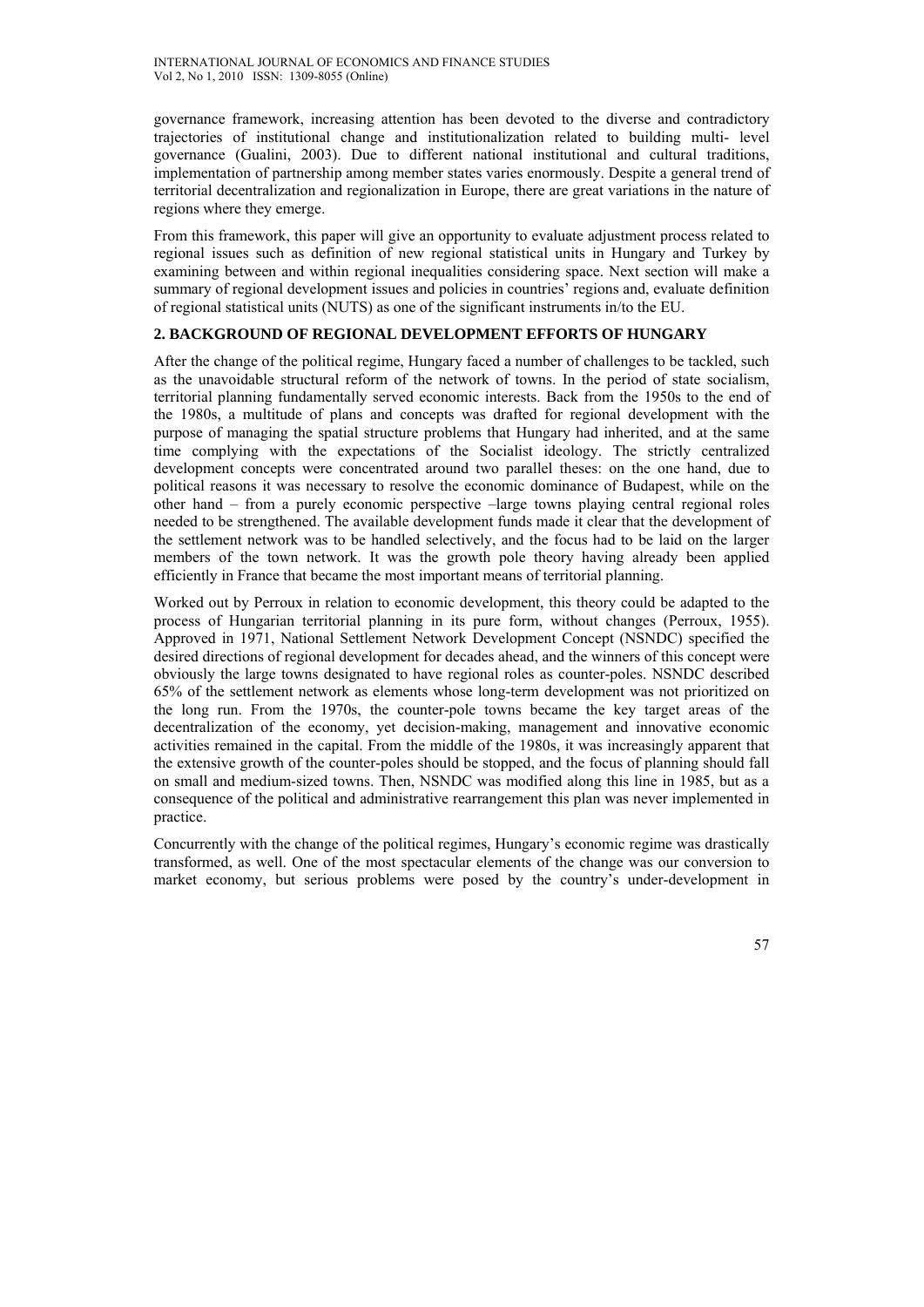governance framework, increasing attention has been devoted to the diverse and contradictory trajectories of institutional change and institutionalization related to building multi- level governance (Gualini, 2003). Due to different national institutional and cultural traditions, implementation of partnership among member states varies enormously. Despite a general trend of territorial decentralization and regionalization in Europe, there are great variations in the nature of regions where they emerge.

From this framework, this paper will give an opportunity to evaluate adjustment process related to regional issues such as definition of new regional statistical units in Hungary and Turkey by examining between and within regional inequalities considering space. Next section will make a summary of regional development issues and policies in countries' regions and, evaluate definition of regional statistical units (NUTS) as one of the significant instruments in/to the EU.

## 2. BACKGROUND OF REGIONAL DEVELOPMENT EFFORTS OF HUNGARY

After the change of the political regime, Hungary faced a number of challenges to be tackled, such as the unavoidable structural reform of the network of towns. In the period of state socialism, territorial planning fundamentally served economic interests. Back from the 1950s to the end of the 1980s, a multitude of plans and concepts was drafted for regional development with the purpose of managing the spatial structure problems that Hungary had inherited, and at the same time complying with the expectations of the Socialist ideology. The strictly centralized development concepts were concentrated around two parallel theses: on the one hand, due to political reasons it was necessary to resolve the economic dominance of Budapest, while on the other hand – from a purely economic perspective –large towns playing central regional roles needed to be strengthened. The available development funds made it clear that the development of the settlement network was to be handled selectively, and the focus had to be laid on the larger members of the town network. It was the growth pole theory having already been applied efficiently in France that became the most important means of territorial planning.

Worked out by Perroux in relation to economic development, this theory could be adapted to the process of Hungarian territorial planning in its pure form, without changes (Perroux, 1955). Approved in 1971, National Settlement Network Development Concept (NSNDC) specified the desired directions of regional development for decades ahead, and the winners of this concept were obviously the large towns designated to have regional roles as counter-poles. NSNDC described 65% of the settlement network as elements whose long-term development was not prioritized on the long run. From the 1970s, the counter-pole towns became the key target areas of the decentralization of the economy, yet decision-making, management and innovative economic activities remained in the capital. From the middle of the 1980s, it was increasingly apparent that the extensive growth of the counter-poles should be stopped, and the focus of planning should fall on small and medium-sized towns. Then, NSNDC was modified along this line in 1985, but as a consequence of the political and administrative rearrangement this plan was never implemented in practice.

Concurrently with the change of the political regimes, Hungary's economic regime was drastically transformed, as well. One of the most spectacular elements of the change was our conversion to market economy, but serious problems were posed by the country's under-development in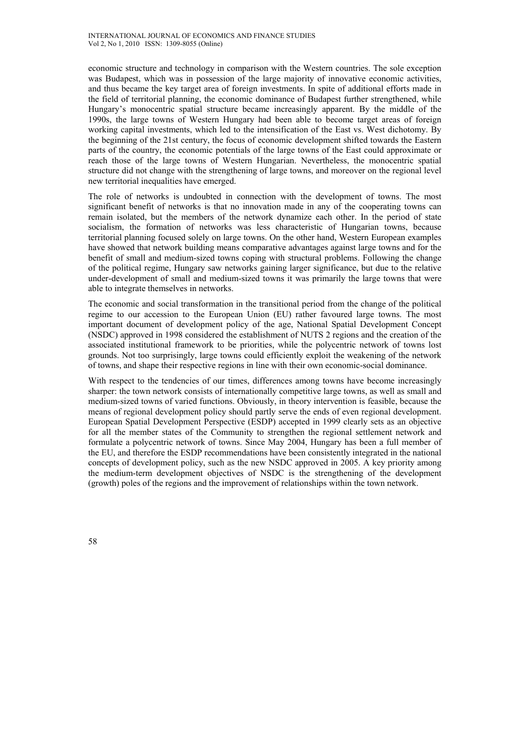economic structure and technology in comparison with the Western countries. The sole exception was Budapest, which was in possession of the large majority of innovative economic activities, and thus became the key target area of foreign investments. In spite of additional efforts made in the field of territorial planning, the economic dominance of Budapest further strengthened, while Hungary's monocentric spatial structure became increasingly apparent. By the middle of the 1990s, the large towns of Western Hungary had been able to become target areas of foreign working capital investments, which led to the intensification of the East vs. West dichotomy. By the beginning of the 21st century, the focus of economic development shifted towards the Eastern parts of the country, the economic potentials of the large towns of the East could approximate or reach those of the large towns of Western Hungarian. Nevertheless, the monocentric spatial structure did not change with the strengthening of large towns, and moreover on the regional level new territorial inequalities have emerged.

The role of networks is undoubted in connection with the development of towns. The most significant benefit of networks is that no innovation made in any of the cooperating towns can remain isolated, but the members of the network dynamize each other. In the period of state socialism, the formation of networks was less characteristic of Hungarian towns, because territorial planning focused solely on large towns. On the other hand, Western European examples have showed that network building means comparative advantages against large towns and for the benefit of small and medium-sized towns coping with structural problems. Following the change of the political regime, Hungary saw networks gaining larger significance, but due to the relative under-development of small and medium-sized towns it was primarily the large towns that were able to integrate themselves in networks.

The economic and social transformation in the transitional period from the change of the political regime to our accession to the European Union (EU) rather favoured large towns. The most important document of development policy of the age, National Spatial Development Concept (NSDC) approved in 1998 considered the establishment of NUTS 2 regions and the creation of the associated institutional framework to be priorities, while the polycentric network of towns lost grounds. Not too surprisingly, large towns could efficiently exploit the weakening of the network of towns, and shape their respective regions in line with their own economic-social dominance.

With respect to the tendencies of our times, differences among towns have become increasingly sharper: the town network consists of internationally competitive large towns, as well as small and medium-sized towns of varied functions. Obviously, in theory intervention is feasible, because the means of regional development policy should partly serve the ends of even regional development. European Spatial Development Perspective (ESDP) accepted in 1999 clearly sets as an objective for all the member states of the Community to strengthen the regional settlement network and formulate a polycentric network of towns. Since May 2004, Hungary has been a full member of the EU, and therefore the ESDP recommendations have been consistently integrated in the national concepts of development policy, such as the new NSDC approved in 2005. A key priority among the medium-term development objectives of NSDC is the strengthening of the development (growth) poles of the regions and the improvement of relationships within the town network.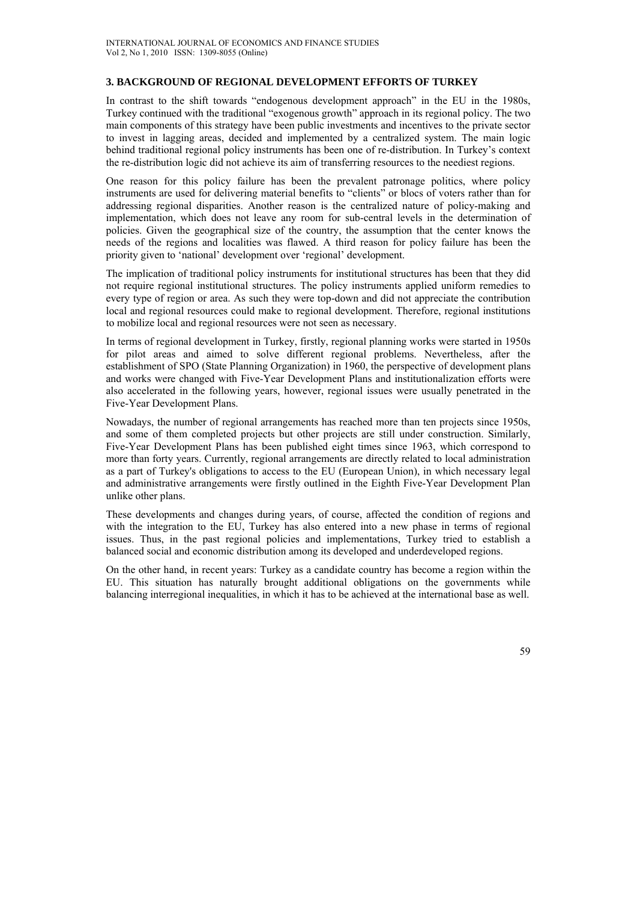## 3. BACKGROUND OF REGIONAL DEVELOPMENT EFFORTS OF TURKEY

In contrast to the shift towards "endogenous development approach" in the EU in the 1980s, Turkey continued with the traditional "exogenous growth" approach in its regional policy. The two main components of this strategy have been public investments and incentives to the private sector to invest in lagging areas, decided and implemented by a centralized system. The main logic behind traditional regional policy instruments has been one of re-distribution. In Turkey's context the re-distribution logic did not achieve its aim of transferring resources to the neediest regions.

One reason for this policy failure has been the prevalent patronage politics, where policy instruments are used for delivering material benefits to "clients" or blocs of voters rather than for addressing regional disparities. Another reason is the centralized nature of policy-making and implementation, which does not leave any room for sub-central levels in the determination of policies. Given the geographical size of the country, the assumption that the center knows the needs of the regions and localities was flawed. A third reason for policy failure has been the priority given to 'national' development over 'regional' development.

The implication of traditional policy instruments for institutional structures has been that they did not require regional institutional structures. The policy instruments applied uniform remedies to every type of region or area. As such they were top-down and did not appreciate the contribution local and regional resources could make to regional development. Therefore, regional institutions to mobilize local and regional resources were not seen as necessary.

In terms of regional development in Turkey, firstly, regional planning works were started in 1950s for pilot areas and aimed to solve different regional problems. Nevertheless, after the establishment of SPO (State Planning Organization) in 1960, the perspective of development plans and works were changed with Five-Year Development Plans and institutionalization efforts were also accelerated in the following years, however, regional issues were usually penetrated in the Five-Year Development Plans.

Nowadays, the number of regional arrangements has reached more than ten projects since 1950s, and some of them completed projects but other projects are still under construction. Similarly, Five-Year Development Plans has been published eight times since 1963, which correspond to more than forty years. Currently, regional arrangements are directly related to local administration as a part of Turkey's obligations to access to the EU (European Union), in which necessary legal and administrative arrangements were firstly outlined in the Eighth Five-Year Development Plan unlike other plans.

These developments and changes during years, of course, affected the condition of regions and with the integration to the EU, Turkey has also entered into a new phase in terms of regional issues. Thus, in the past regional policies and implementations, Turkey tried to establish a balanced social and economic distribution among its developed and underdeveloped regions.

On the other hand, in recent years: Turkey as a candidate country has become a region within the EU. This situation has naturally brought additional obligations on the governments while balancing interregional inequalities, in which it has to be achieved at the international base as well.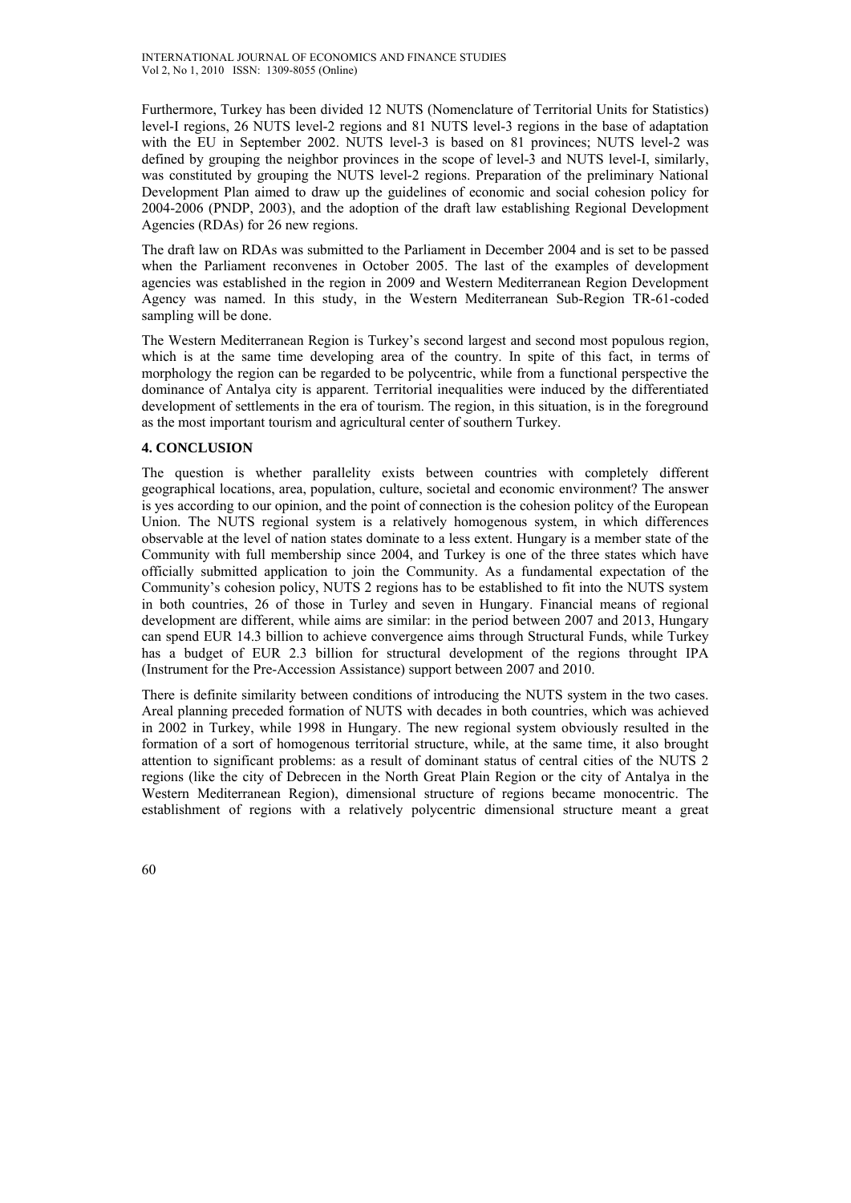Furthermore, Turkey has been divided 12 NUTS (Nomenclature of Territorial Units for Statistics) level-I regions, 26 NUTS level-2 regions and 81 NUTS level-3 regions in the base of adaptation with the EU in September 2002. NUTS level-3 is based on 81 provinces; NUTS level-2 was defined by grouping the neighbor provinces in the scope of level-3 and NUTS level-I, similarly, was constituted by grouping the NUTS level-2 regions. Preparation of the preliminary National Development Plan aimed to draw up the guidelines of economic and social cohesion policy for 2004-2006 (PNDP, 2003), and the adoption of the draft law establishing Regional Development Agencies (RDAs) for 26 new regions.

The draft law on RDAs was submitted to the Parliament in December 2004 and is set to be passed when the Parliament reconvenes in October 2005. The last of the examples of development agencies was established in the region in 2009 and Western Mediterranean Region Development Agency was named. In this study, in the Western Mediterranean Sub-Region TR-61-coded sampling will be done.

The Western Mediterranean Region is Turkey's second largest and second most populous region, which is at the same time developing area of the country. In spite of this fact, in terms of morphology the region can be regarded to be polycentric, while from a functional perspective the dominance of Antalya city is apparent. Territorial inequalities were induced by the differentiated development of settlements in the era of tourism. The region, in this situation, is in the foreground as the most important tourism and agricultural center of southern Turkey.

## 4. CONCLUSION

The question is whether parallelity exists between countries with completely different geographical locations, area, population, culture, societal and economic environment? The answer is yes according to our opinion, and the point of connection is the cohesion politcy of the European Union. The NUTS regional system is a relatively homogenous system, in which differences observable at the level of nation states dominate to a less extent. Hungary is a member state of the Community with full membership since 2004, and Turkey is one of the three states which have officially submitted application to join the Community. As a fundamental expectation of the Community's cohesion policy, NUTS 2 regions has to be established to fit into the NUTS system in both countries, 26 of those in Turley and seven in Hungary. Financial means of regional development are different, while aims are similar: in the period between 2007 and 2013, Hungary can spend EUR 14.3 billion to achieve convergence aims through Structural Funds, while Turkey has a budget of EUR 2.3 billion for structural development of the regions throught IPA (Instrument for the Pre-Accession Assistance) support between 2007 and 2010.

There is definite similarity between conditions of introducing the NUTS system in the two cases. Areal planning preceded formation of NUTS with decades in both countries, which was achieved in 2002 in Turkey, while 1998 in Hungary. The new regional system obviously resulted in the formation of a sort of homogenous territorial structure, while, at the same time, it also brought attention to significant problems: as a result of dominant status of central cities of the NUTS 2 regions (like the city of Debrecen in the North Great Plain Region or the city of Antalya in the Western Mediterranean Region), dimensional structure of regions became monocentric. The establishment of regions with a relatively polycentric dimensional structure meant a great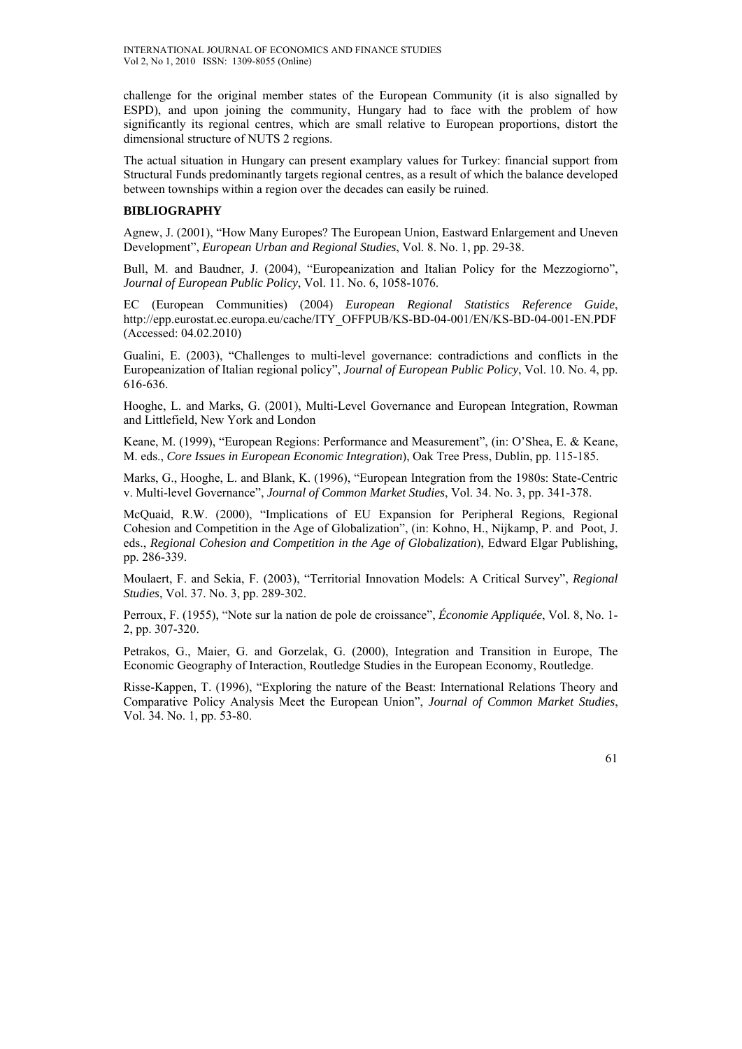challenge for the original member states of the European Community (it is also signalled by ESPD), and upon joining the community, Hungary had to face with the problem of how significantly its regional centres, which are small relative to European proportions, distort the dimensional structure of NUTS 2 regions.

The actual situation in Hungary can present examplary values for Turkey: financial support from Structural Funds predominantly targets regional centres, as a result of which the balance developed between townships within a region over the decades can easily be ruined.

**BIBLIOGRAPHY**

Agnew, J. (2001), "How Many Europes? The European Union, Eastward Enlargement and Uneven Development", *European Urban and Regional Studies*, Vol. 8. No. 1, pp. 29-38.

Bull, M. and Baudner, J. (2004), "Europeanization and Italian Policy for the Mezzogiorno", *Journal of European Public Policy*, Vol. 11. No. 6, 1058-1076.

EC (European Communities) (2004) *European Regional Statistics Reference Guide*, http://epp.eurostat.ec.europa.eu/cache/ITY_OFFPUB/KS-BD-04-001/EN/KS-BD-04-001-EN.PDF (Accessed: 04.02.2010)

Gualini, E. (2003), "Challenges to multi-level governance: contradictions and conflicts in the Europeanization of Italian regional policy", *Journal of European Public Policy*, Vol. 10. No. 4, pp. 616-636.

Hooghe, L. and Marks, G. (2001), Multi-Level Governance and European Integration, Rowman and Littlefield, New York and London

Keane, M. (1999), "European Regions: Performance and Measurement", (in: O'Shea, E. & Keane, M. eds., *Core Issues in European Economic Integration*), Oak Tree Press, Dublin, pp. 115-185.

Marks, G., Hooghe, L. and Blank, K. (1996), "European Integration from the 1980s: State-Centric v. Multi-level Governance", *Journal of Common Market Studies*, Vol. 34. No. 3, pp. 341-378.

McQuaid, R.W. (2000), "Implications of EU Expansion for Peripheral Regions, Regional Cohesion and Competition in the Age of Globalization", (in: Kohno, H., Nijkamp, P. and Poot, J. eds., *Regional Cohesion and Competition in the Age of Globalization*), Edward Elgar Publishing, pp. 286-339.

Moulaert, F. and Sekia, F. (2003), "Territorial Innovation Models: A Critical Survey", *Regional Studies*, Vol. 37. No. 3, pp. 289-302.

Perroux, F. (1955), "Note sur la nation de pole de croissance", *Économie Appliquée*, Vol. 8, No. 1-2, pp. 307-320.

Petrakos, G., Maier, G. and Gorzelak, G. (2000), Integration and Transition in Europe, The Economic Geography of Interaction, Routledge Studies in the European Economy, Routledge.

Risse-Kappen, T. (1996), "Exploring the nature of the Beast: International Relations Theory and Comparative Policy Analysis Meet the European Union", *Journal of Common Market Studies*, Vol. 34. No. 1, pp. 53-80.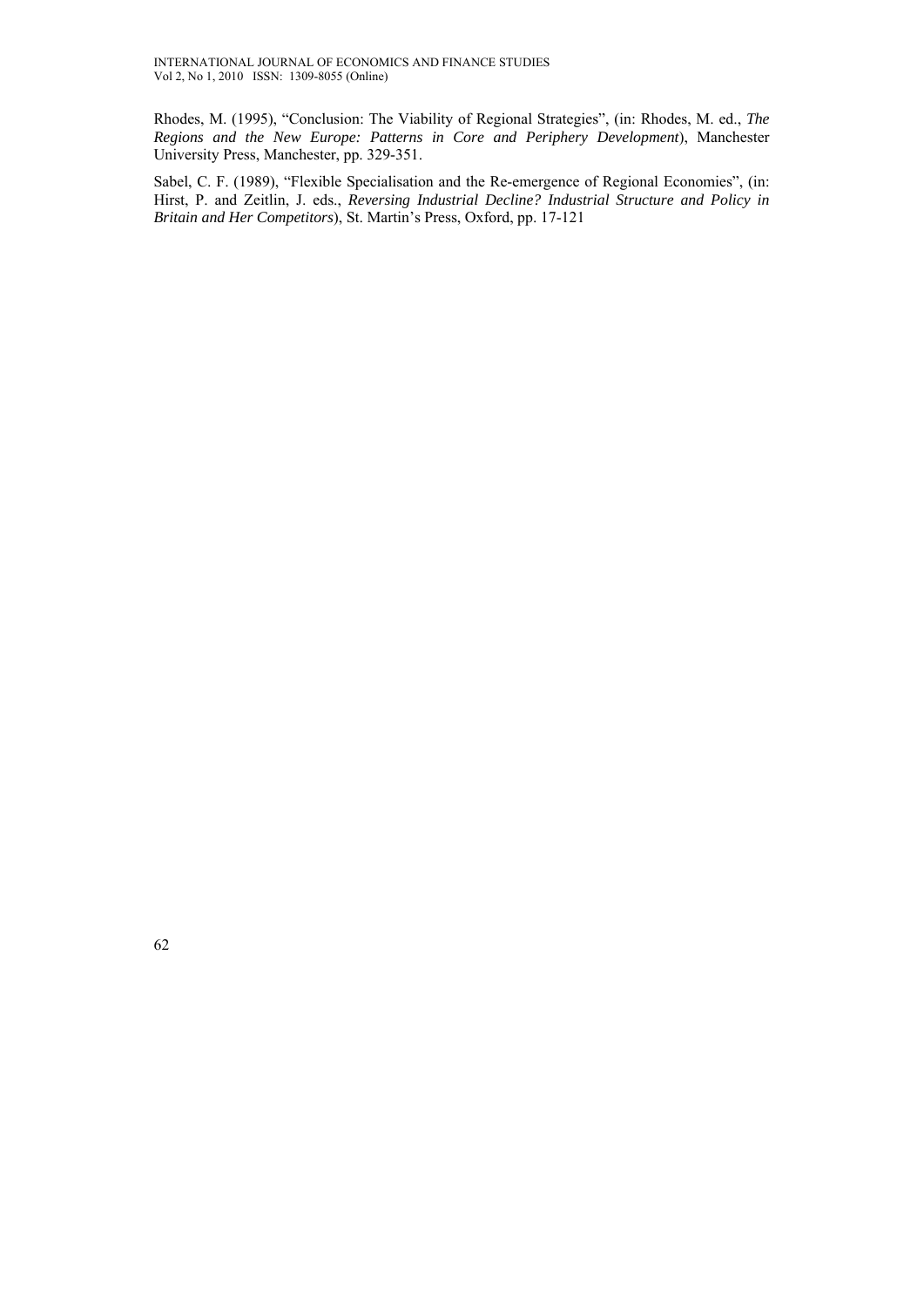Rhodes, M. (1995), "Conclusion: The Viability of Regional Strategies", (in: Rhodes, M. ed., *The Regions and the New Europe: Patterns in Core and Periphery Development*), Manchester University Press, Manchester, pp. 329-351.

Sabel, C. F. (1989), "Flexible Specialisation and the Re-emergence of Regional Economies", (in: Hirst, P. and Zeitlin, J. eds., *Reversing Industrial Decline? Industrial Structure and Policy in Britain and Her Competitors*), St. Martin's Press, Oxford, pp. 17-121